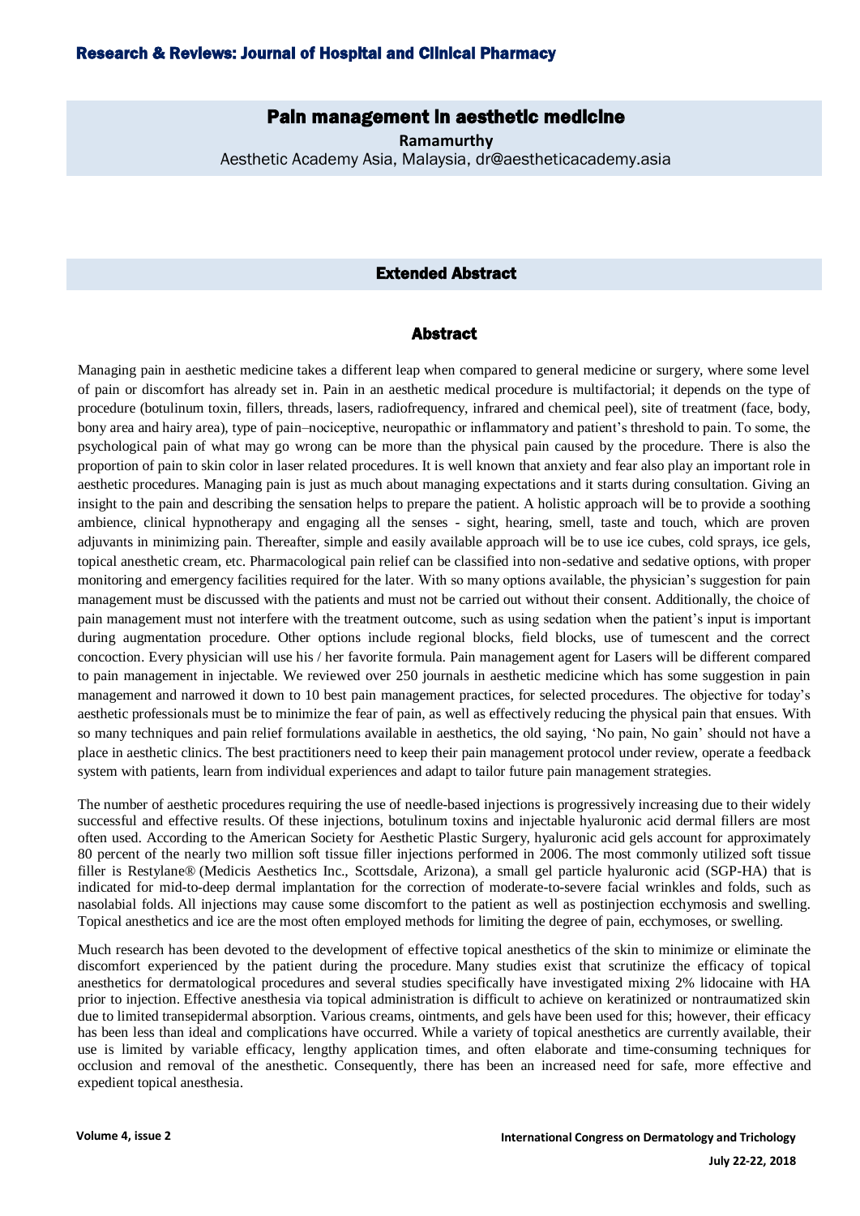# Pain management in aesthetic medicine

**Ramamurthy**

Aesthetic Academy Asia, Malaysia, dr@aestheticacademy.asia

## Extended Abstract

## Abstract

Managing pain in aesthetic medicine takes a different leap when compared to general medicine or surgery, where some level of pain or discomfort has already set in. Pain in an aesthetic medical procedure is multifactorial; it depends on the type of procedure (botulinum toxin, fillers, threads, lasers, radiofrequency, infrared and chemical peel), site of treatment (face, body, bony area and hairy area), type of pain–nociceptive, neuropathic or inflammatory and patient's threshold to pain. To some, the psychological pain of what may go wrong can be more than the physical pain caused by the procedure. There is also the proportion of pain to skin color in laser related procedures. It is well known that anxiety and fear also play an important role in aesthetic procedures. Managing pain is just as much about managing expectations and it starts during consultation. Giving an insight to the pain and describing the sensation helps to prepare the patient. A holistic approach will be to provide a soothing ambience, clinical hypnotherapy and engaging all the senses - sight, hearing, smell, taste and touch, which are proven adjuvants in minimizing pain. Thereafter, simple and easily available approach will be to use ice cubes, cold sprays, ice gels, topical anesthetic cream, etc. Pharmacological pain relief can be classified into non-sedative and sedative options, with proper monitoring and emergency facilities required for the later. With so many options available, the physician's suggestion for pain management must be discussed with the patients and must not be carried out without their consent. Additionally, the choice of pain management must not interfere with the treatment outcome, such as using sedation when the patient's input is important during augmentation procedure. Other options include regional blocks, field blocks, use of tumescent and the correct concoction. Every physician will use his / her favorite formula. Pain management agent for Lasers will be different compared to pain management in injectable. We reviewed over 250 journals in aesthetic medicine which has some suggestion in pain management and narrowed it down to 10 best pain management practices, for selected procedures. The objective for today's aesthetic professionals must be to minimize the fear of pain, as well as effectively reducing the physical pain that ensues. With so many techniques and pain relief formulations available in aesthetics, the old saying, 'No pain, No gain' should not have a place in aesthetic clinics. The best practitioners need to keep their pain management protocol under review, operate a feedback system with patients, learn from individual experiences and adapt to tailor future pain management strategies.

The number of aesthetic procedures requiring the use of needle-based injections is progressively increasing due to their widely successful and effective results. Of these injections, botulinum toxins and injectable hyaluronic acid dermal fillers are most often used. According to the American Society for Aesthetic Plastic Surgery, hyaluronic acid gels account for approximately 80 percent of the nearly two million soft tissue filler injections performed in 2006. The most commonly utilized soft tissue filler is Restylane® (Medicis Aesthetics Inc., Scottsdale, Arizona), a small gel particle hyaluronic acid (SGP-HA) that is indicated for mid-to-deep dermal implantation for the correction of moderate-to-severe facial wrinkles and folds, such as nasolabial folds. All injections may cause some discomfort to the patient as well as postinjection ecchymosis and swelling. Topical anesthetics and ice are the most often employed methods for limiting the degree of pain, ecchymoses, or swelling.

Much research has been devoted to the development of effective topical anesthetics of the skin to minimize or eliminate the discomfort experienced by the patient during the procedure. Many studies exist that scrutinize the efficacy of topical anesthetics for dermatological procedures and several studies specifically have investigated mixing 2% lidocaine with HA prior to injection. Effective anesthesia via topical administration is difficult to achieve on keratinized or nontraumatized skin due to limited transepidermal absorption. Various creams, ointments, and gels have been used for this; however, their efficacy has been less than ideal and complications have occurred. While a variety of topical anesthetics are currently available, their use is limited by variable efficacy, lengthy application times, and often elaborate and time-consuming techniques for occlusion and removal of the anesthetic. Consequently, there has been an increased need for safe, more effective and expedient topical anesthesia.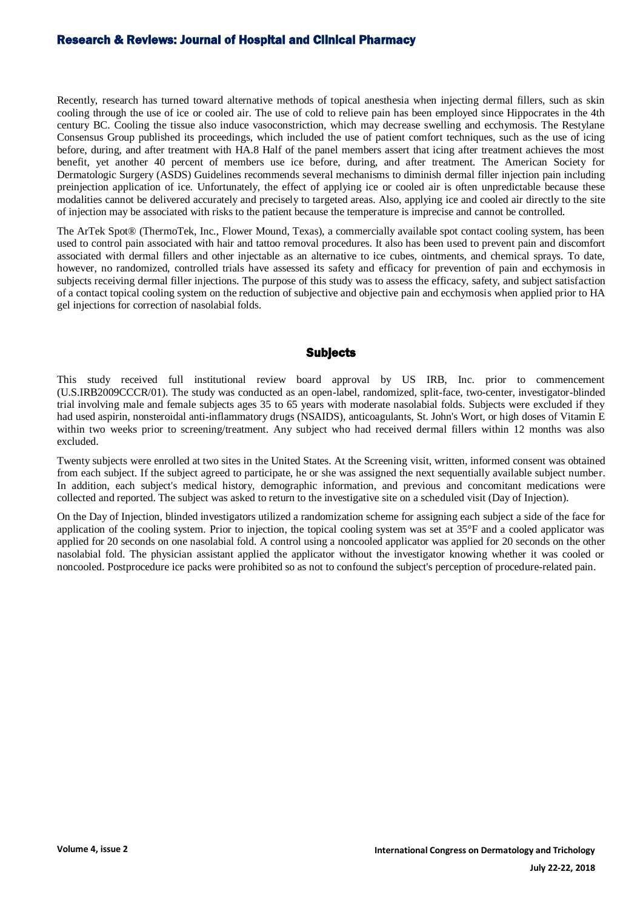Recently, research has turned toward alternative methods of topical anesthesia when injecting dermal fillers, such as skin cooling through the use of ice or cooled air. The use of cold to relieve pain has been employed since Hippocrates in the 4th century BC. Cooling the tissue also induce vasoconstriction, which may decrease swelling and ecchymosis. The Restylane Consensus Group published its proceedings, which included the use of patient comfort techniques, such as the use of icing before, during, and after treatment with HA.8 Half of the panel members assert that icing after treatment achieves the most benefit, yet another 40 percent of members use ice before, during, and after treatment. The American Society for Dermatologic Surgery (ASDS) Guidelines recommends several mechanisms to diminish dermal filler injection pain including preinjection application of ice. Unfortunately, the effect of applying ice or cooled air is often unpredictable because these modalities cannot be delivered accurately and precisely to targeted areas. Also, applying ice and cooled air directly to the site of injection may be associated with risks to the patient because the temperature is imprecise and cannot be controlled.

The ArTek Spot® (ThermoTek, Inc., Flower Mound, Texas), a commercially available spot contact cooling system, has been used to control pain associated with hair and tattoo removal procedures. It also has been used to prevent pain and discomfort associated with dermal fillers and other injectable as an alternative to ice cubes, ointments, and chemical sprays. To date, however, no randomized, controlled trials have assessed its safety and efficacy for prevention of pain and ecchymosis in subjects receiving dermal filler injections. The purpose of this study was to assess the efficacy, safety, and subject satisfaction of a contact topical cooling system on the reduction of subjective and objective pain and ecchymosis when applied prior to HA gel injections for correction of nasolabial folds.

## Subjects

This study received full institutional review board approval by US IRB, Inc. prior to commencement (U.S.IRB2009CCCR/01). The study was conducted as an open-label, randomized, split-face, two-center, investigator-blinded trial involving male and female subjects ages 35 to 65 years with moderate nasolabial folds. Subjects were excluded if they had used aspirin, nonsteroidal anti-inflammatory drugs (NSAIDS), anticoagulants, St. John's Wort, or high doses of Vitamin E within two weeks prior to screening/treatment. Any subject who had received dermal fillers within 12 months was also excluded.

Twenty subjects were enrolled at two sites in the United States. At the Screening visit, written, informed consent was obtained from each subject. If the subject agreed to participate, he or she was assigned the next sequentially available subject number. In addition, each subject's medical history, demographic information, and previous and concomitant medications were collected and reported. The subject was asked to return to the investigative site on a scheduled visit (Day of Injection).

On the Day of Injection, blinded investigators utilized a randomization scheme for assigning each subject a side of the face for application of the cooling system. Prior to injection, the topical cooling system was set at 35°F and a cooled applicator was applied for 20 seconds on one nasolabial fold. A control using a noncooled applicator was applied for 20 seconds on the other nasolabial fold. The physician assistant applied the applicator without the investigator knowing whether it was cooled or noncooled. Postprocedure ice packs were prohibited so as not to confound the subject's perception of procedure-related pain.